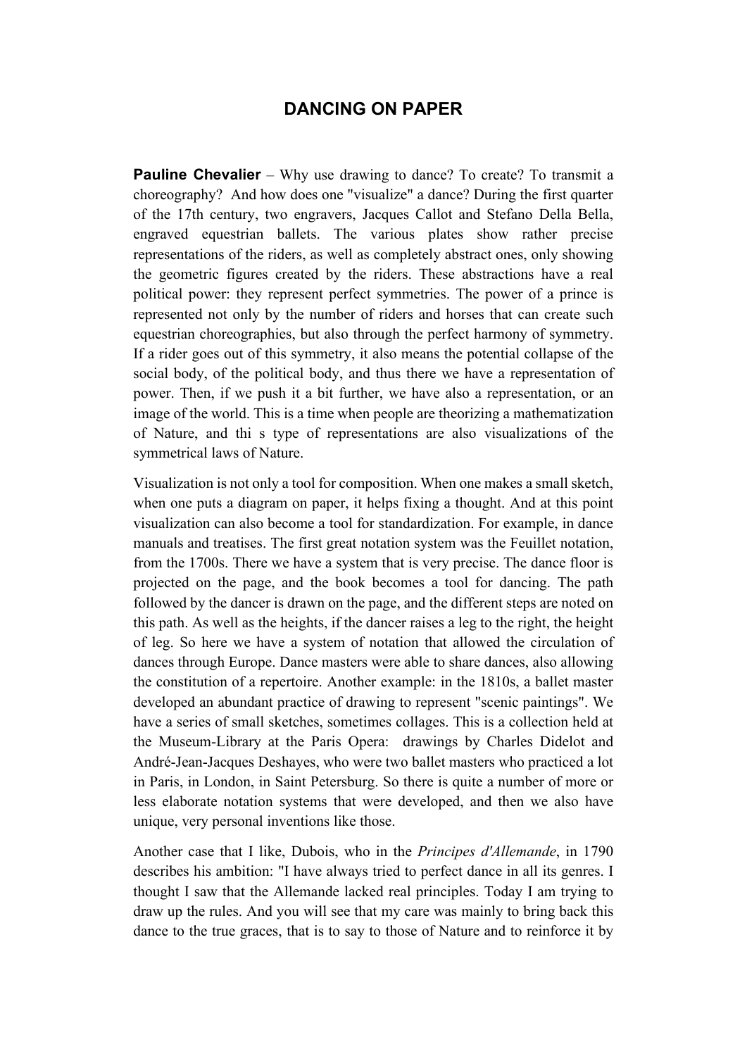# DANCING ON PAPER

**Pauline Chevalier** – Why use drawing to dance? To create? To transmit a choreography? And how does one "visualize" a dance? During the first quarter of the 17th century, two engravers, Jacques Callot and Stefano Della Bella, engraved equestrian ballets. The various plates show rather precise representations of the riders, as well as completely abstract ones, only showing the geometric figures created by the riders. These abstractions have a real political power: they represent perfect symmetries. The power of a prince is represented not only by the number of riders and horses that can create such equestrian choreographies, but also through the perfect harmony of symmetry. If a rider goes out of this symmetry, it also means the potential collapse of the social body, of the political body, and thus there we have a representation of power. Then, if we push it a bit further, we have also a representation, or an image of the world. This is a time when people are theorizing a mathematization of Nature, and thi s type of representations are also visualizations of the symmetrical laws of Nature.

Visualization is not only a tool for composition. When one makes a small sketch, when one puts a diagram on paper, it helps fixing a thought. And at this point visualization can also become a tool for standardization. For example, in dance manuals and treatises. The first great notation system was the Feuillet notation, from the 1700s. There we have a system that is very precise. The dance floor is projected on the page, and the book becomes a tool for dancing. The path followed by the dancer is drawn on the page, and the different steps are noted on this path. As well as the heights, if the dancer raises a leg to the right, the height of leg. So here we have a system of notation that allowed the circulation of dances through Europe. Dance masters were able to share dances, also allowing the constitution of a repertoire. Another example: in the 1810s, a ballet master developed an abundant practice of drawing to represent "scenic paintings". We have a series of small sketches, sometimes collages. This is a collection held at the Museum-Library at the Paris Opera: drawings by Charles Didelot and André-Jean-Jacques Deshayes, who were two ballet masters who practiced a lot in Paris, in London, in Saint Petersburg. So there is quite a number of more or less elaborate notation systems that were developed, and then we also have unique, very personal inventions like those.

Another case that I like, Dubois, who in the *Principes d'Allemande*, in 1790 describes his ambition: "I have always tried to perfect dance in all its genres. I thought I saw that the Allemande lacked real principles. Today I am trying to draw up the rules. And you will see that my care was mainly to bring back this dance to the true graces, that is to say to those of Nature and to reinforce it by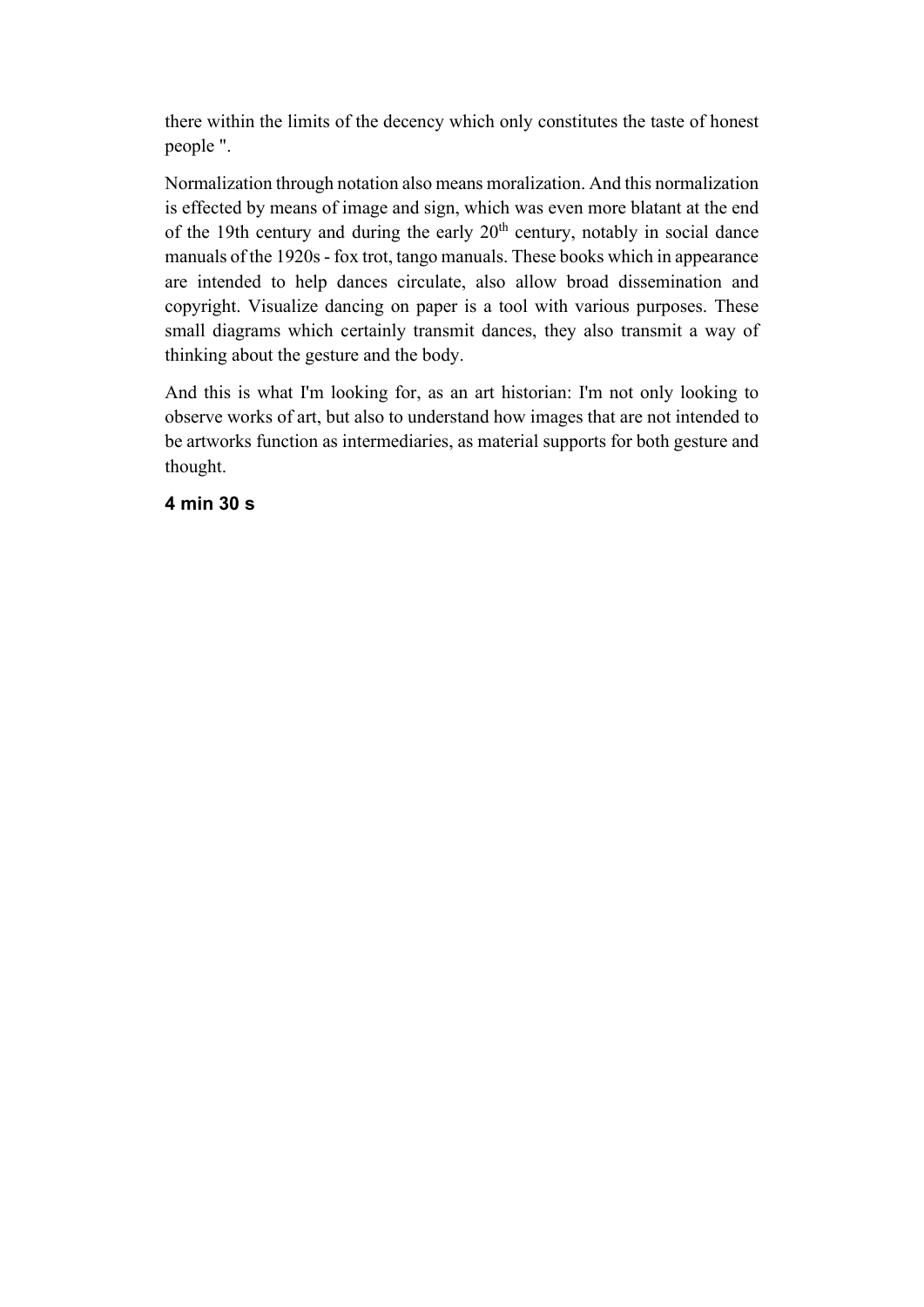there within the limits of the decency which only constitutes the taste of honest people ".

Normalization through notation also means moralization. And this normalization is effected by means of image and sign, which was even more blatant at the end of the 19th century and during the early 20th century, notably in social dance manuals of the 1920s - fox trot, tango manuals. These books which in appearance are intended to help dances circulate, also allow broad dissemination and copyright. Visualize dancing on paper is a tool with various purposes. These small diagrams which certainly transmit dances, they also transmit a way of thinking about the gesture and the body.

And this is what I'm looking for, as an art historian: I'm not only looking to observe works of art, but also to understand how images that are not intended to be artworks function as intermediaries, as material supports for both gesture and thought.

**4 min 30 s**